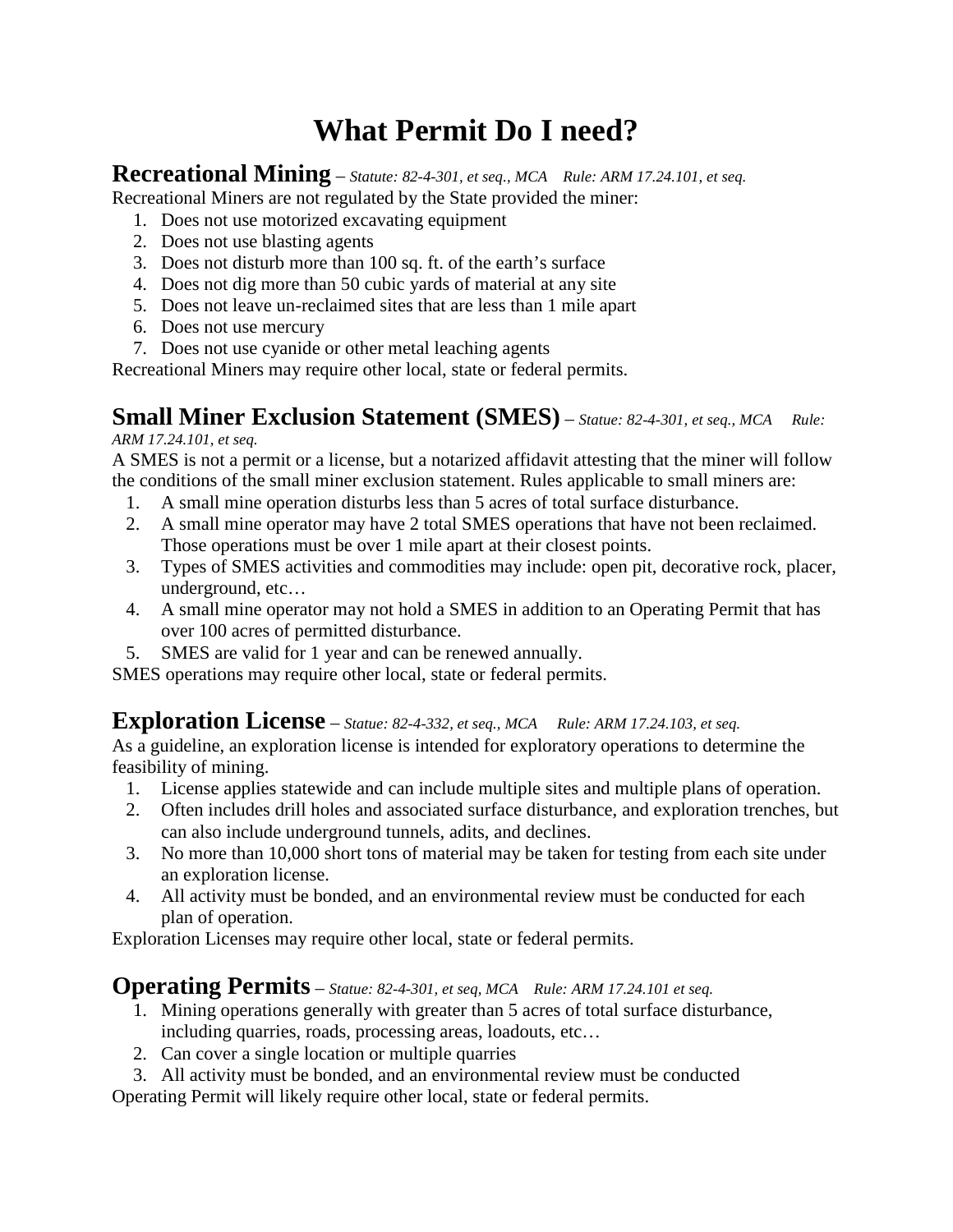# What Permit Do I need?

## Recreational Mining – *Statute: 82-4-301, et seq., MCA Rule: ARM 17.24.101, et seq.*

Recreational Miners are not regulated by the State provided the miner:

1. Does not use motorized excavating equipment
2. Does not use blasting agents
3. Does not disturb more than 100 sq. ft. of the earth's surface
4. Does not dig more than 50 cubic yards of material at any site
5. Does not leave un-reclaimed sites that are less than 1 mile apart
6. Does not use mercury
7. Does not use cyanide or other metal leaching agents

Recreational Miners may require other local, state or federal permits.

## Small Miner Exclusion Statement (SMES) – *Statue: 82-4-301, et seq., MCA Rule: ARM 17.24.101, et seq.*

A SMES is not a permit or a license, but a notarized affidavit attesting that the miner will follow the conditions of the small miner exclusion statement. Rules applicable to small miners are:

1. A small mine operation disturbs less than 5 acres of total surface disturbance.
2. A small mine operator may have 2 total SMES operations that have not been reclaimed. Those operations must be over 1 mile apart at their closest points.
3. Types of SMES activities and commodities may include: open pit, decorative rock, placer, underground, etc…
4. A small mine operator may not hold a SMES in addition to an Operating Permit that has over 100 acres of permitted disturbance.
5. SMES are valid for 1 year and can be renewed annually.

SMES operations may require other local, state or federal permits.

## Exploration License – *Statue: 82-4-332, et seq., MCA Rule: ARM 17.24.103, et seq.*

As a guideline, an exploration license is intended for exploratory operations to determine the feasibility of mining.

1. License applies statewide and can include multiple sites and multiple plans of operation.
2. Often includes drill holes and associated surface disturbance, and exploration trenches, but can also include underground tunnels, adits, and declines.
3. No more than 10,000 short tons of material may be taken for testing from each site under an exploration license.
4. All activity must be bonded, and an environmental review must be conducted for each plan of operation.

Exploration Licenses may require other local, state or federal permits.

## Operating Permits – *Statue: 82-4-301, et seq, MCA Rule: ARM 17.24.101 et seq.*

1. Mining operations generally with greater than 5 acres of total surface disturbance, including quarries, roads, processing areas, loadouts, etc…
2. Can cover a single location or multiple quarries
3. All activity must be bonded, and an environmental review must be conducted

Operating Permit will likely require other local, state or federal permits.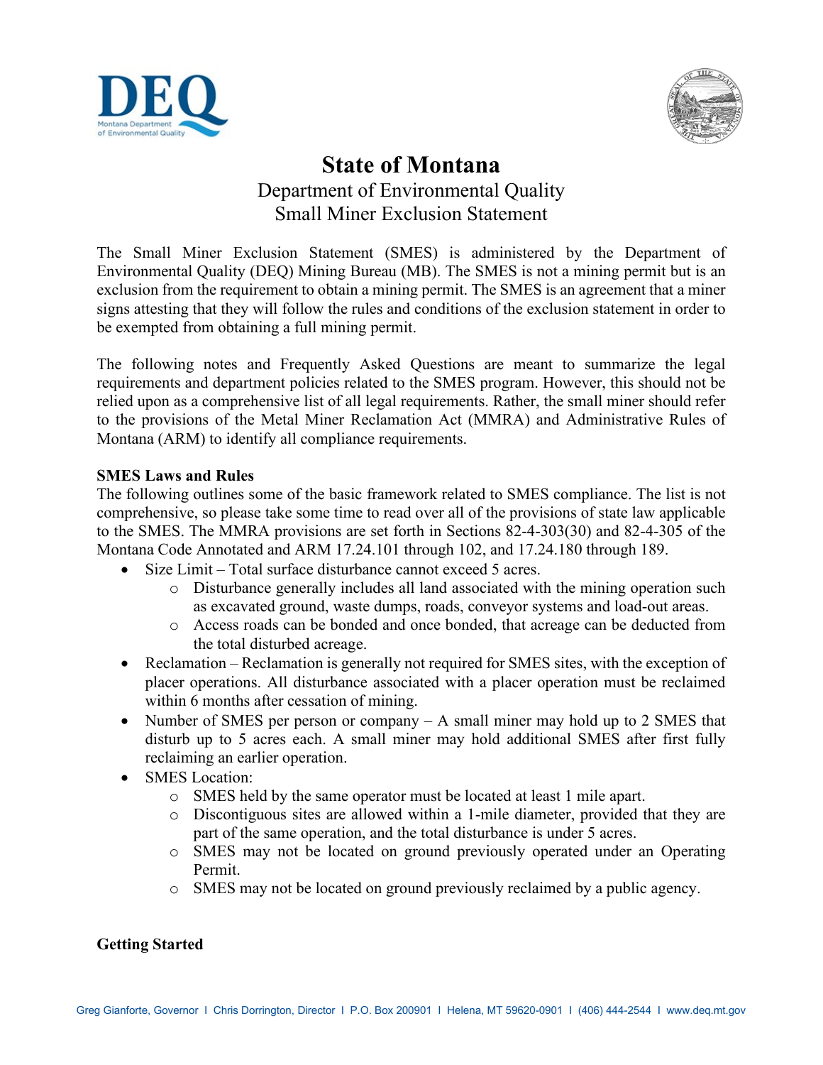# State of Montana

Department of Environmental Quality
Small Miner Exclusion Statement

The Small Miner Exclusion Statement (SMES) is administered by the Department of Environmental Quality (DEQ) Mining Bureau (MB). The SMES is not a mining permit but is an exclusion from the requirement to obtain a mining permit. The SMES is an agreement that a miner signs attesting that they will follow the rules and conditions of the exclusion statement in order to be exempted from obtaining a full mining permit.

The following notes and Frequently Asked Questions are meant to summarize the legal requirements and department policies related to the SMES program. However, this should not be relied upon as a comprehensive list of all legal requirements. Rather, the small miner should refer to the provisions of the Metal Miner Reclamation Act (MMRA) and Administrative Rules of Montana (ARM) to identify all compliance requirements.

**SMES Laws and Rules**

The following outlines some of the basic framework related to SMES compliance. The list is not comprehensive, so please take some time to read over all of the provisions of state law applicable to the SMES. The MMRA provisions are set forth in Sections 82-4-303(30) and 82-4-305 of the Montana Code Annotated and ARM 17.24.101 through 102, and 17.24.180 through 189.

- Size Limit – Total surface disturbance cannot exceed 5 acres.
  - Disturbance generally includes all land associated with the mining operation such as excavated ground, waste dumps, roads, conveyor systems and load-out areas.
  - Access roads can be bonded and once bonded, that acreage can be deducted from the total disturbed acreage.
- Reclamation – Reclamation is generally not required for SMES sites, with the exception of placer operations. All disturbance associated with a placer operation must be reclaimed within 6 months after cessation of mining.
- Number of SMES per person or company – A small miner may hold up to 2 SMES that disturb up to 5 acres each. A small miner may hold additional SMES after first fully reclaiming an earlier operation.
- SMES Location:
  - SMES held by the same operator must be located at least 1 mile apart.
  - Discontiguous sites are allowed within a 1-mile diameter, provided that they are part of the same operation, and the total disturbance is under 5 acres.
  - SMES may not be located on ground previously operated under an Operating Permit.
  - SMES may not be located on ground previously reclaimed by a public agency.

**Getting Started**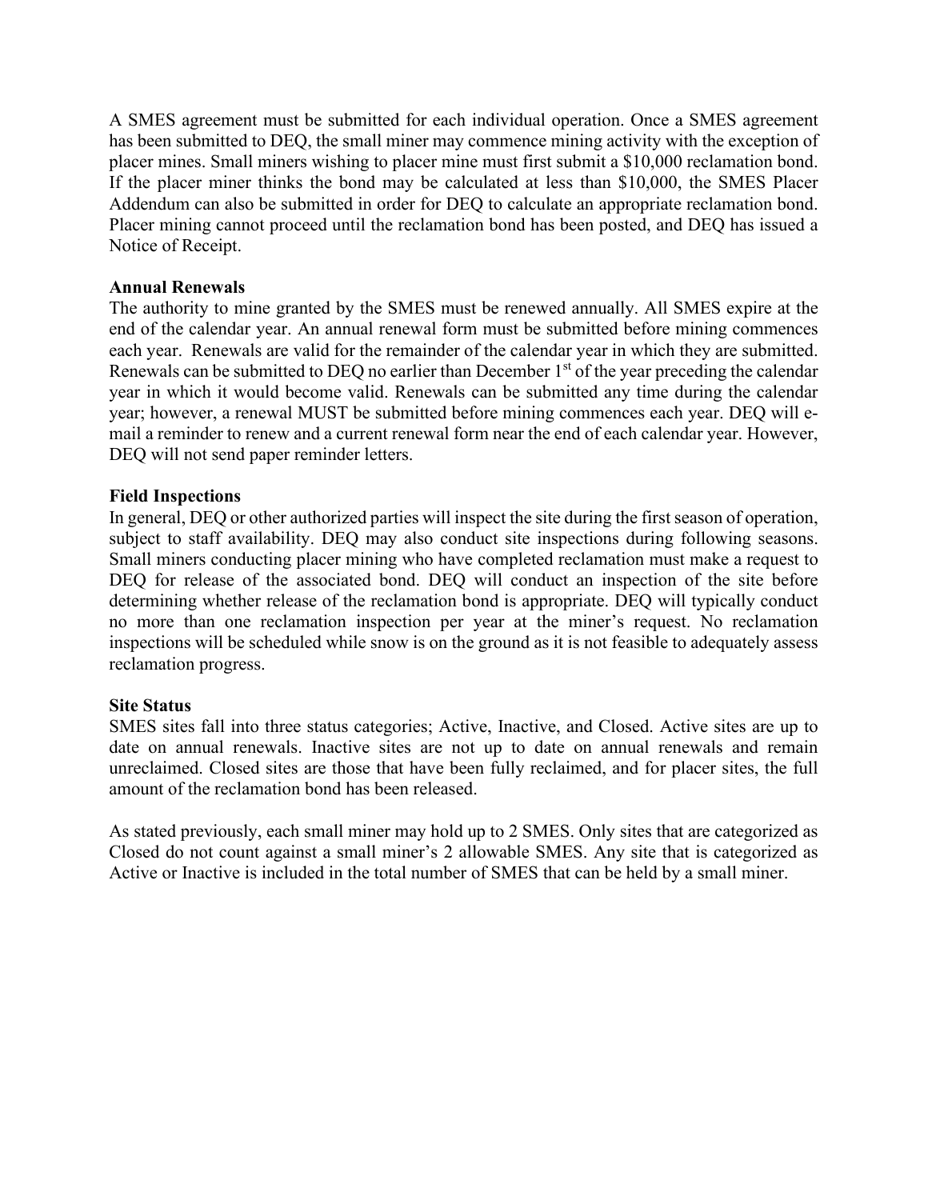A SMES agreement must be submitted for each individual operation. Once a SMES agreement has been submitted to DEQ, the small miner may commence mining activity with the exception of placer mines. Small miners wishing to placer mine must first submit a $10,000 reclamation bond. If the placer miner thinks the bond may be calculated at less than $10,000, the SMES Placer Addendum can also be submitted in order for DEQ to calculate an appropriate reclamation bond. Placer mining cannot proceed until the reclamation bond has been posted, and DEQ has issued a Notice of Receipt.

**Annual Renewals**

The authority to mine granted by the SMES must be renewed annually. All SMES expire at the end of the calendar year. An annual renewal form must be submitted before mining commences each year. Renewals are valid for the remainder of the calendar year in which they are submitted. Renewals can be submitted to DEQ no earlier than December 1st of the year preceding the calendar year in which it would become valid. Renewals can be submitted any time during the calendar year; however, a renewal MUST be submitted before mining commences each year. DEQ will e-mail a reminder to renew and a current renewal form near the end of each calendar year. However, DEQ will not send paper reminder letters.

**Field Inspections**

In general, DEQ or other authorized parties will inspect the site during the first season of operation, subject to staff availability. DEQ may also conduct site inspections during following seasons. Small miners conducting placer mining who have completed reclamation must make a request to DEQ for release of the associated bond. DEQ will conduct an inspection of the site before determining whether release of the reclamation bond is appropriate. DEQ will typically conduct no more than one reclamation inspection per year at the miner's request. No reclamation inspections will be scheduled while snow is on the ground as it is not feasible to adequately assess reclamation progress.

**Site Status**

SMES sites fall into three status categories; Active, Inactive, and Closed. Active sites are up to date on annual renewals. Inactive sites are not up to date on annual renewals and remain unreclaimed. Closed sites are those that have been fully reclaimed, and for placer sites, the full amount of the reclamation bond has been released.

As stated previously, each small miner may hold up to 2 SMES. Only sites that are categorized as Closed do not count against a small miner's 2 allowable SMES. Any site that is categorized as Active or Inactive is included in the total number of SMES that can be held by a small miner.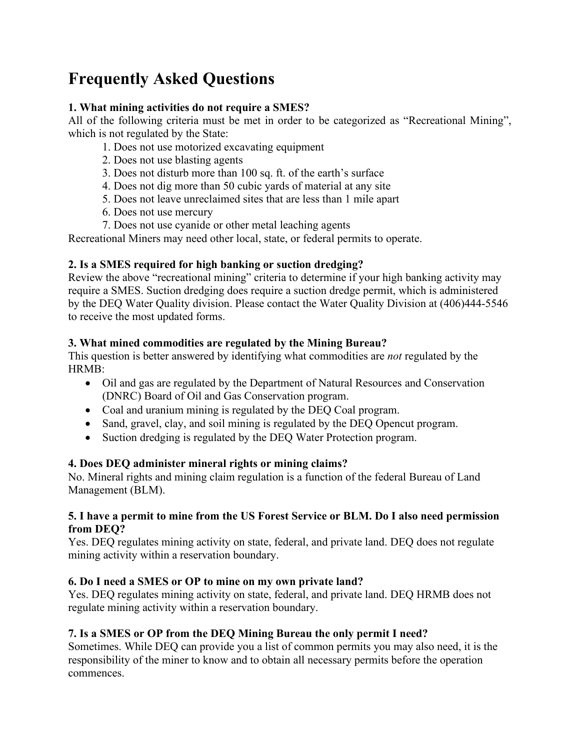# Frequently Asked Questions

**1. What mining activities do not require a SMES?**

All of the following criteria must be met in order to be categorized as "Recreational Mining", which is not regulated by the State:

1. Does not use motorized excavating equipment
2. Does not use blasting agents
3. Does not disturb more than 100 sq. ft. of the earth's surface
4. Does not dig more than 50 cubic yards of material at any site
5. Does not leave unreclaimed sites that are less than 1 mile apart
6. Does not use mercury
7. Does not use cyanide or other metal leaching agents

Recreational Miners may need other local, state, or federal permits to operate.

**2. Is a SMES required for high banking or suction dredging?**

Review the above "recreational mining" criteria to determine if your high banking activity may require a SMES. Suction dredging does require a suction dredge permit, which is administered by the DEQ Water Quality division. Please contact the Water Quality Division at (406)444-5546 to receive the most updated forms.

**3. What mined commodities are regulated by the Mining Bureau?**

This question is better answered by identifying what commodities are *not* regulated by the HRMB:

- Oil and gas are regulated by the Department of Natural Resources and Conservation (DNRC) Board of Oil and Gas Conservation program.
- Coal and uranium mining is regulated by the DEQ Coal program.
- Sand, gravel, clay, and soil mining is regulated by the DEQ Opencut program.
- Suction dredging is regulated by the DEQ Water Protection program.

**4. Does DEQ administer mineral rights or mining claims?**

No. Mineral rights and mining claim regulation is a function of the federal Bureau of Land Management (BLM).

**5. I have a permit to mine from the US Forest Service or BLM. Do I also need permission from DEQ?**

Yes. DEQ regulates mining activity on state, federal, and private land. DEQ does not regulate mining activity within a reservation boundary.

**6. Do I need a SMES or OP to mine on my own private land?**

Yes. DEQ regulates mining activity on state, federal, and private land. DEQ HRMB does not regulate mining activity within a reservation boundary.

**7. Is a SMES or OP from the DEQ Mining Bureau the only permit I need?**

Sometimes. While DEQ can provide you a list of common permits you may also need, it is the responsibility of the miner to know and to obtain all necessary permits before the operation commences.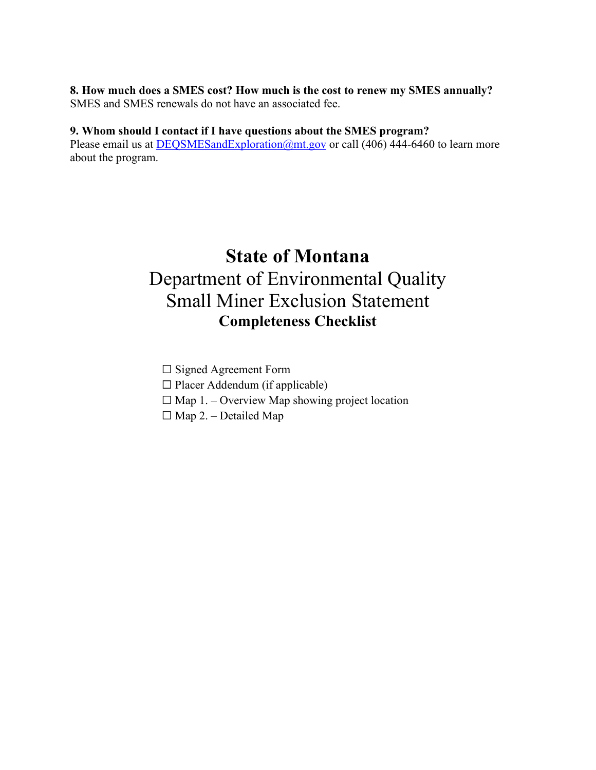**8. How much does a SMES cost? How much is the cost to renew my SMES annually?**
SMES and SMES renewals do not have an associated fee.

**9. Whom should I contact if I have questions about the SMES program?**
Please email us at DEQSMESandExploration@mt.gov or call (406) 444-6460 to learn more about the program.

# State of Montana
## Department of Environmental Quality
## Small Miner Exclusion Statement
### Completeness Checklist

☐ Signed Agreement Form
☐ Placer Addendum (if applicable)
☐ Map 1. – Overview Map showing project location
☐ Map 2. – Detailed Map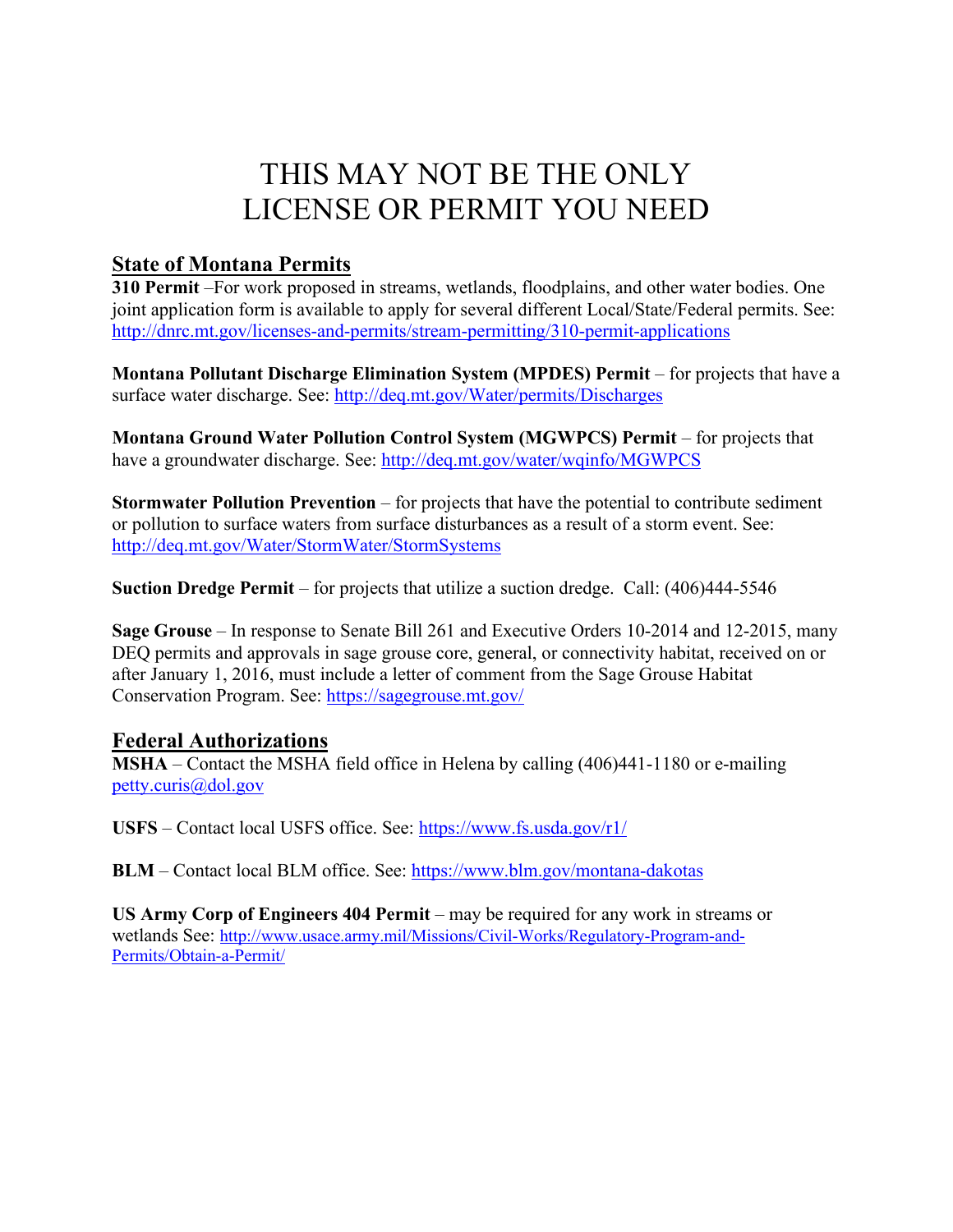# THIS MAY NOT BE THE ONLY LICENSE OR PERMIT YOU NEED

## State of Montana Permits

**310 Permit** –For work proposed in streams, wetlands, floodplains, and other water bodies. One joint application form is available to apply for several different Local/State/Federal permits. See: http://dnrc.mt.gov/licenses-and-permits/stream-permitting/310-permit-applications

**Montana Pollutant Discharge Elimination System (MPDES) Permit** – for projects that have a surface water discharge. See: http://deq.mt.gov/Water/permits/Discharges

**Montana Ground Water Pollution Control System (MGWPCS) Permit** – for projects that have a groundwater discharge. See: http://deq.mt.gov/water/wqinfo/MGWPCS

**Stormwater Pollution Prevention** – for projects that have the potential to contribute sediment or pollution to surface waters from surface disturbances as a result of a storm event. See: http://deq.mt.gov/Water/StormWater/StormSystems

**Suction Dredge Permit** – for projects that utilize a suction dredge. Call: (406)444-5546

**Sage Grouse** – In response to Senate Bill 261 and Executive Orders 10-2014 and 12-2015, many DEQ permits and approvals in sage grouse core, general, or connectivity habitat, received on or after January 1, 2016, must include a letter of comment from the Sage Grouse Habitat Conservation Program. See: https://sagegrouse.mt.gov/

## Federal Authorizations

**MSHA** – Contact the MSHA field office in Helena by calling (406)441-1180 or e-mailing petty.curis@dol.gov

**USFS** – Contact local USFS office. See: https://www.fs.usda.gov/r1/

**BLM** – Contact local BLM office. See: https://www.blm.gov/montana-dakotas

**US Army Corp of Engineers 404 Permit** – may be required for any work in streams or wetlands See: http://www.usace.army.mil/Missions/Civil-Works/Regulatory-Program-and-Permits/Obtain-a-Permit/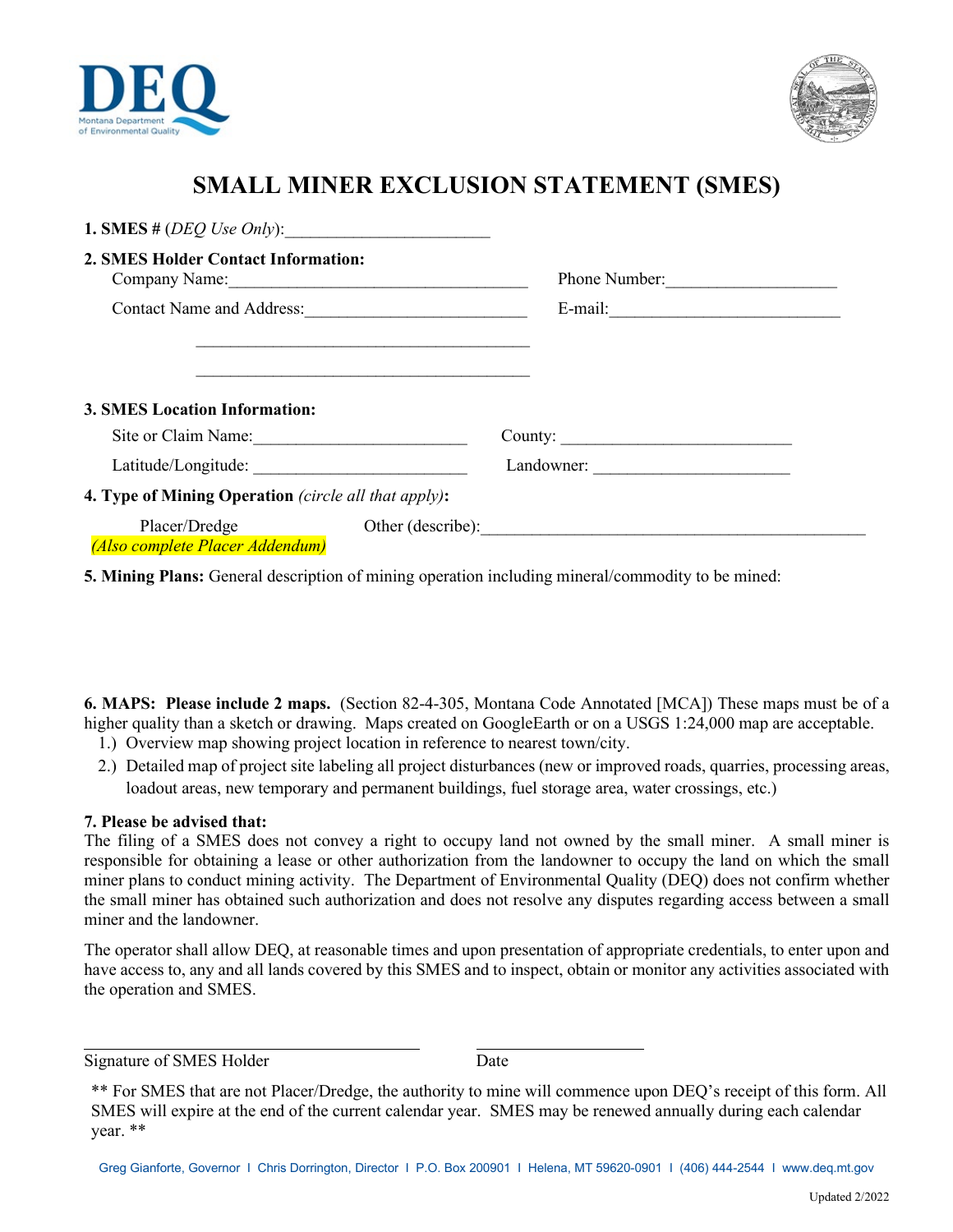# SMALL MINER EXCLUSION STATEMENT (SMES)

**1. SMES #** (*DEQ Use Only*):________________________

**2. SMES Holder Contact Information:**

Company Name:___________________________________ Phone Number:___________________

Contact Name and Address:_________________________ E-mail:__________________________

_____________________________________

_____________________________________

**3. SMES Location Information:**

Site or Claim Name:________________________ County: __________________________

Latitude/Longitude: ________________________ Landowner: _____________________

**4. Type of Mining Operation** *(circle all that apply)***:**

Placer/Dredge *(Also complete Placer Addendum)* Other (describe):___________________________________________

**5. Mining Plans:** General description of mining operation including mineral/commodity to be mined:

**6. MAPS: Please include 2 maps.** (Section 82-4-305, Montana Code Annotated [MCA]) These maps must be of a higher quality than a sketch or drawing. Maps created on GoogleEarth or on a USGS 1:24,000 map are acceptable.

1.) Overview map showing project location in reference to nearest town/city.
2.) Detailed map of project site labeling all project disturbances (new or improved roads, quarries, processing areas, loadout areas, new temporary and permanent buildings, fuel storage area, water crossings, etc.)

**7. Please be advised that:**

The filing of a SMES does not convey a right to occupy land not owned by the small miner. A small miner is responsible for obtaining a lease or other authorization from the landowner to occupy the land on which the small miner plans to conduct mining activity. The Department of Environmental Quality (DEQ) does not confirm whether the small miner has obtained such authorization and does not resolve any disputes regarding access between a small miner and the landowner.

The operator shall allow DEQ, at reasonable times and upon presentation of appropriate credentials, to enter upon and have access to, any and all lands covered by this SMES and to inspect, obtain or monitor any activities associated with the operation and SMES.

_____________________________________ ____________________

Signature of SMES Holder Date

** For SMES that are not Placer/Dredge, the authority to mine will commence upon DEQ's receipt of this form. All SMES will expire at the end of the current calendar year. SMES may be renewed annually during each calendar year. **

Greg Gianforte, Governor | Chris Dorrington, Director | P.O. Box 200901 | Helena, MT 59620-0901 | (406) 444-2544 | www.deq.mt.gov

Updated 2/2022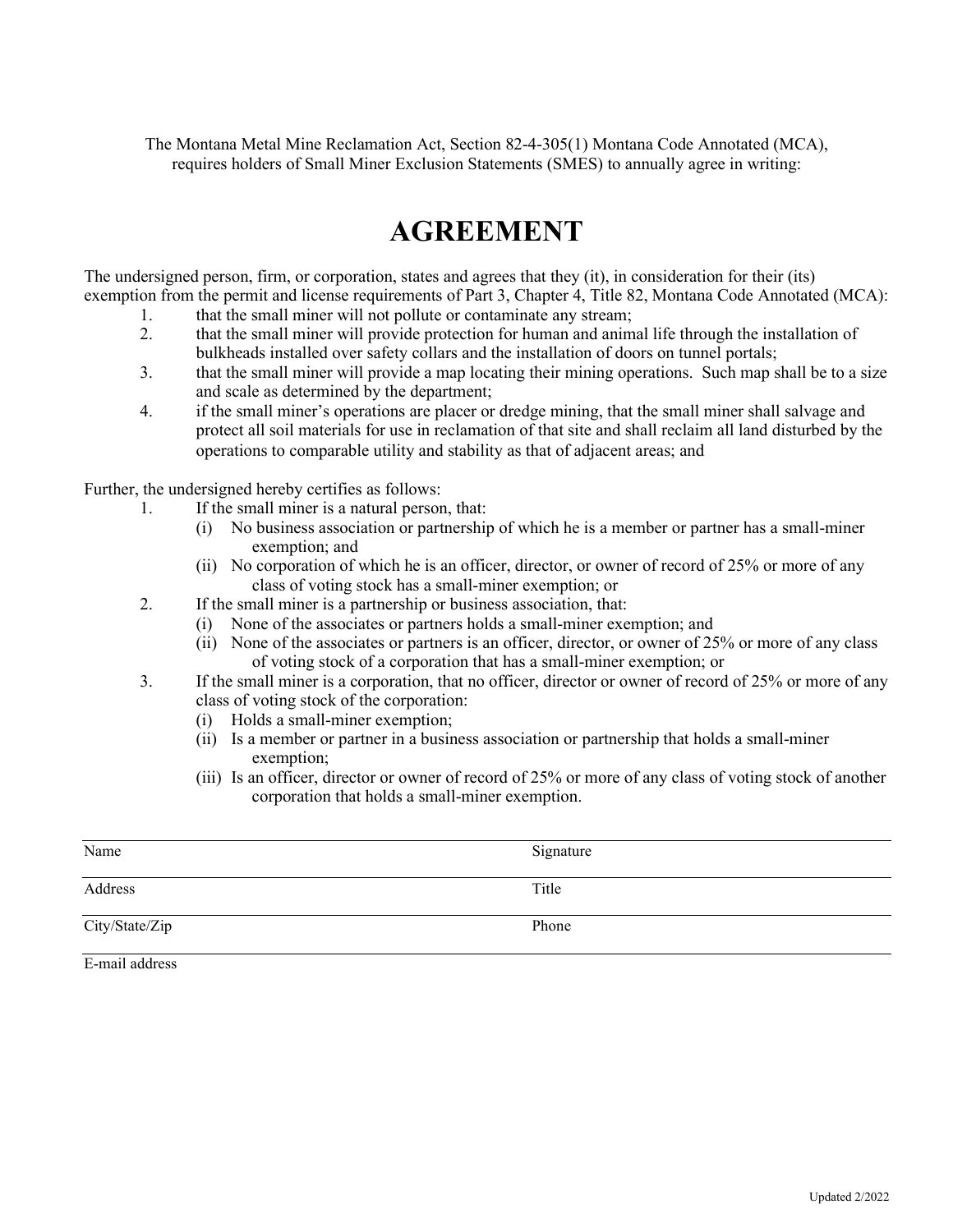The Montana Metal Mine Reclamation Act, Section 82-4-305(1) Montana Code Annotated (MCA), requires holders of Small Miner Exclusion Statements (SMES) to annually agree in writing:

# AGREEMENT

The undersigned person, firm, or corporation, states and agrees that they (it), in consideration for their (its) exemption from the permit and license requirements of Part 3, Chapter 4, Title 82, Montana Code Annotated (MCA):

1. that the small miner will not pollute or contaminate any stream;
2. that the small miner will provide protection for human and animal life through the installation of bulkheads installed over safety collars and the installation of doors on tunnel portals;
3. that the small miner will provide a map locating their mining operations. Such map shall be to a size and scale as determined by the department;
4. if the small miner's operations are placer or dredge mining, that the small miner shall salvage and protect all soil materials for use in reclamation of that site and shall reclaim all land disturbed by the operations to comparable utility and stability as that of adjacent areas; and

Further, the undersigned hereby certifies as follows:

1. If the small miner is a natural person, that:
   - (i) No business association or partnership of which he is a member or partner has a small-miner exemption; and
   - (ii) No corporation of which he is an officer, director, or owner of record of 25% or more of any class of voting stock has a small-miner exemption; or
2. If the small miner is a partnership or business association, that:
   - (i) None of the associates or partners holds a small-miner exemption; and
   - (ii) None of the associates or partners is an officer, director, or owner of 25% or more of any class of voting stock of a corporation that has a small-miner exemption; or
3. If the small miner is a corporation, that no officer, director or owner of record of 25% or more of any class of voting stock of the corporation:
   - (i) Holds a small-miner exemption;
   - (ii) Is a member or partner in a business association or partnership that holds a small-miner exemption;
   - (iii) Is an officer, director or owner of record of 25% or more of any class of voting stock of another corporation that holds a small-miner exemption.

| | |
|---|---|
| Name | Signature |
| Address | Title |
| City/State/Zip | Phone |
| E-mail address | |

Updated 2/2022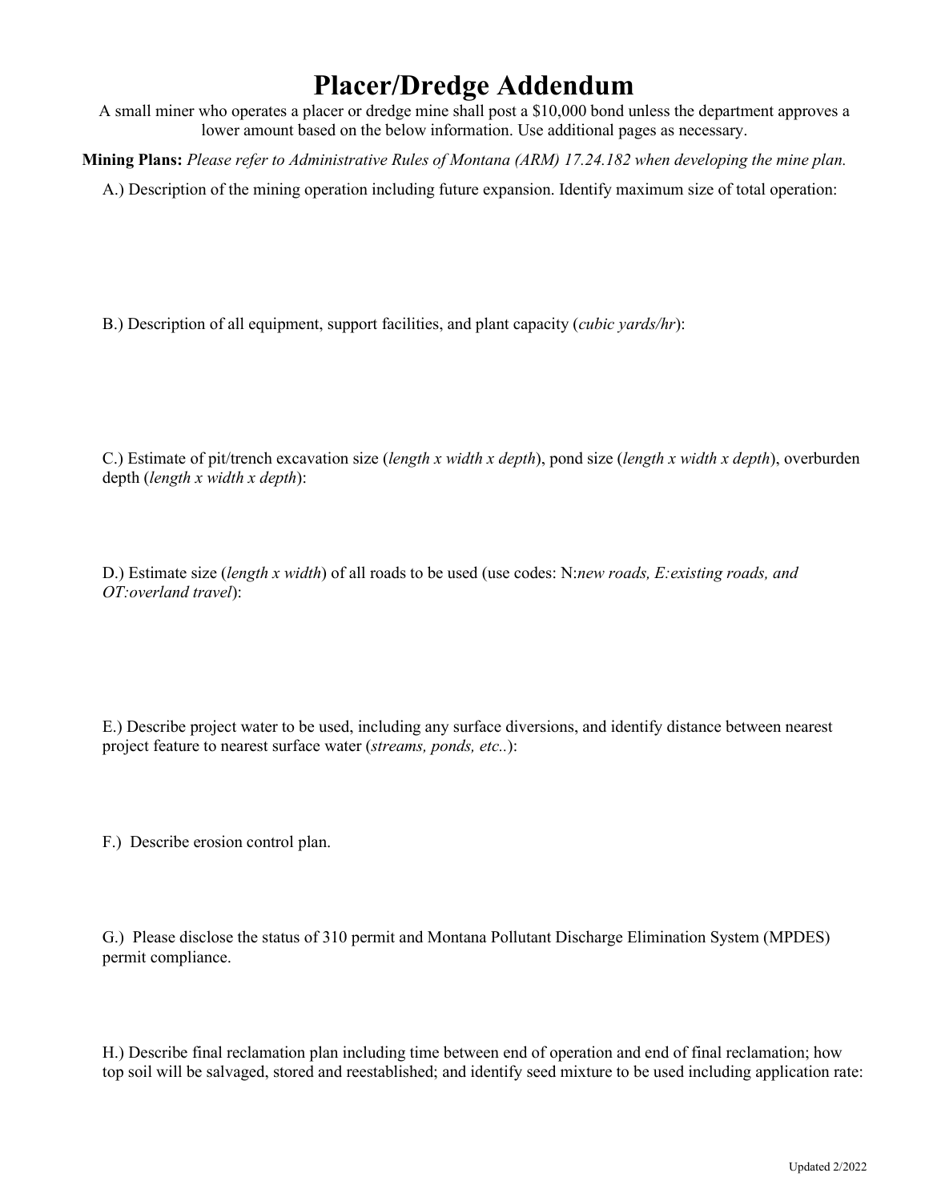# Placer/Dredge Addendum

A small miner who operates a placer or dredge mine shall post a $10,000 bond unless the department approves a lower amount based on the below information. Use additional pages as necessary.

**Mining Plans:** *Please refer to Administrative Rules of Montana (ARM) 17.24.182 when developing the mine plan.*

A.) Description of the mining operation including future expansion. Identify maximum size of total operation:

B.) Description of all equipment, support facilities, and plant capacity (*cubic yards/hr*):

C.) Estimate of pit/trench excavation size (*length x width x depth*), pond size (*length x width x depth*), overburden depth (*length x width x depth*):

D.) Estimate size (*length x width*) of all roads to be used (use codes: N:*new roads, E:existing roads, and OT:overland travel*):

E.) Describe project water to be used, including any surface diversions, and identify distance between nearest project feature to nearest surface water (*streams, ponds, etc..*):

F.) Describe erosion control plan.

G.) Please disclose the status of 310 permit and Montana Pollutant Discharge Elimination System (MPDES) permit compliance.

H.) Describe final reclamation plan including time between end of operation and end of final reclamation; how top soil will be salvaged, stored and reestablished; and identify seed mixture to be used including application rate:

Updated 2/2022